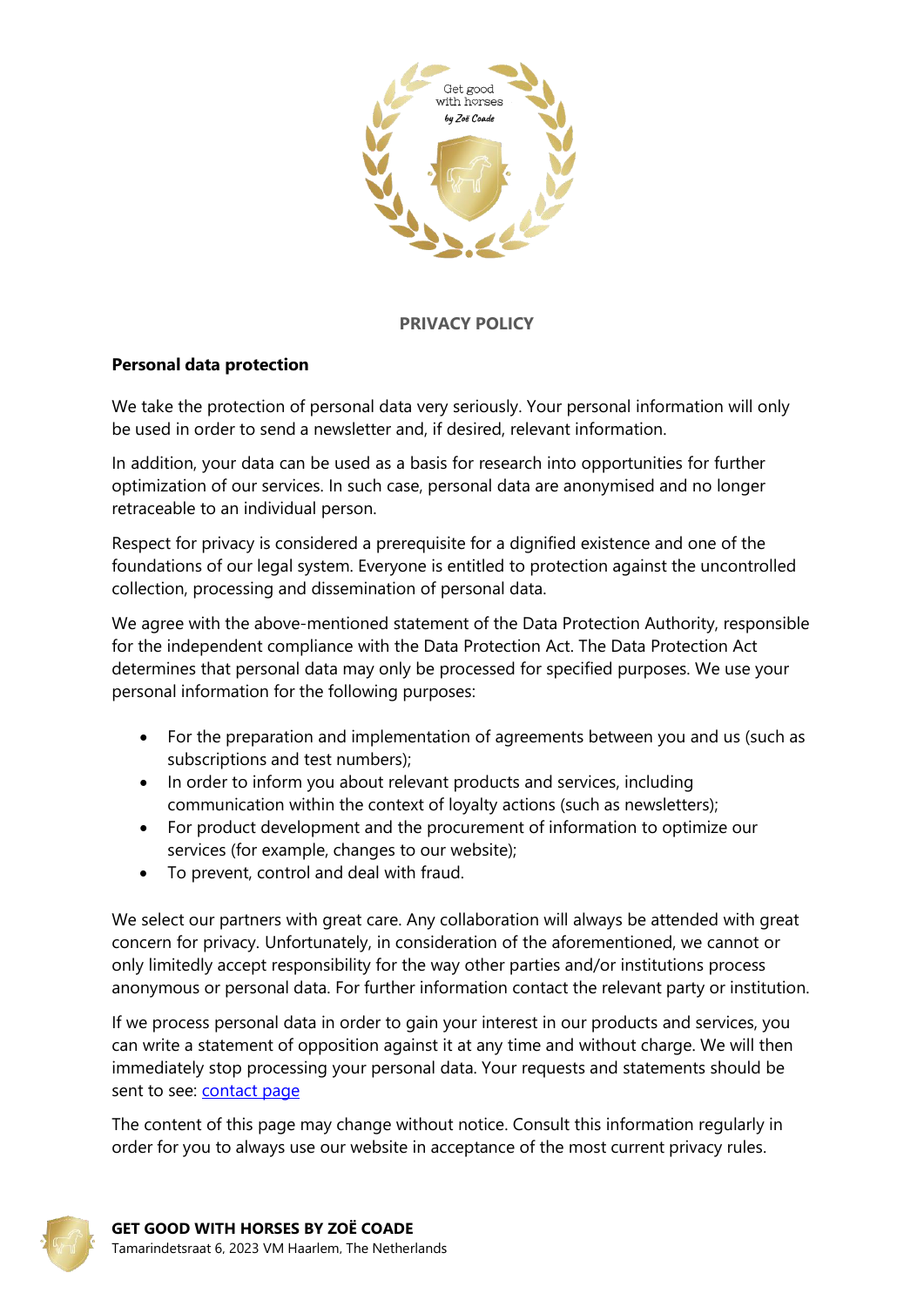# PRIVACY POLICY

## Personal data protection

We take the protection of personal data very seriously. Your personal information will only be used in order to send a newsletter and, if desired, relevant information.

In addition, your data can be used as a basis for research into opportunities for further optimization of our services. In such case, personal data are anonymised and no longer retraceable to an individual person.

Respect for privacy is considered a prerequisite for a dignified existence and one of the foundations of our legal system. Everyone is entitled to protection against the uncontrolled collection, processing and dissemination of personal data.

We agree with the above-mentioned statement of the Data Protection Authority, responsible for the independent compliance with the Data Protection Act. The Data Protection Act determines that personal data may only be processed for specified purposes. We use your personal information for the following purposes:

- For the preparation and implementation of agreements between you and us (such as subscriptions and test numbers);
- In order to inform you about relevant products and services, including communication within the context of loyalty actions (such as newsletters);
- For product development and the procurement of information to optimize our services (for example, changes to our website);
- To prevent, control and deal with fraud.

We select our partners with great care. Any collaboration will always be attended with great concern for privacy. Unfortunately, in consideration of the aforementioned, we cannot or only limitedly accept responsibility for the way other parties and/or institutions process anonymous or personal data. For further information contact the relevant party or institution.

If we process personal data in order to gain your interest in our products and services, you can write a statement of opposition against it at any time and without charge. We will then immediately stop processing your personal data. Your requests and statements should be sent to see: [contact page]

The content of this page may change without notice. Consult this information regularly in order for you to always use our website in acceptance of the most current privacy rules.

**GET GOOD WITH HORSES BY ZOË COADE**
Tamarindetsraat 6, 2023 VM Haarlem, The Netherlands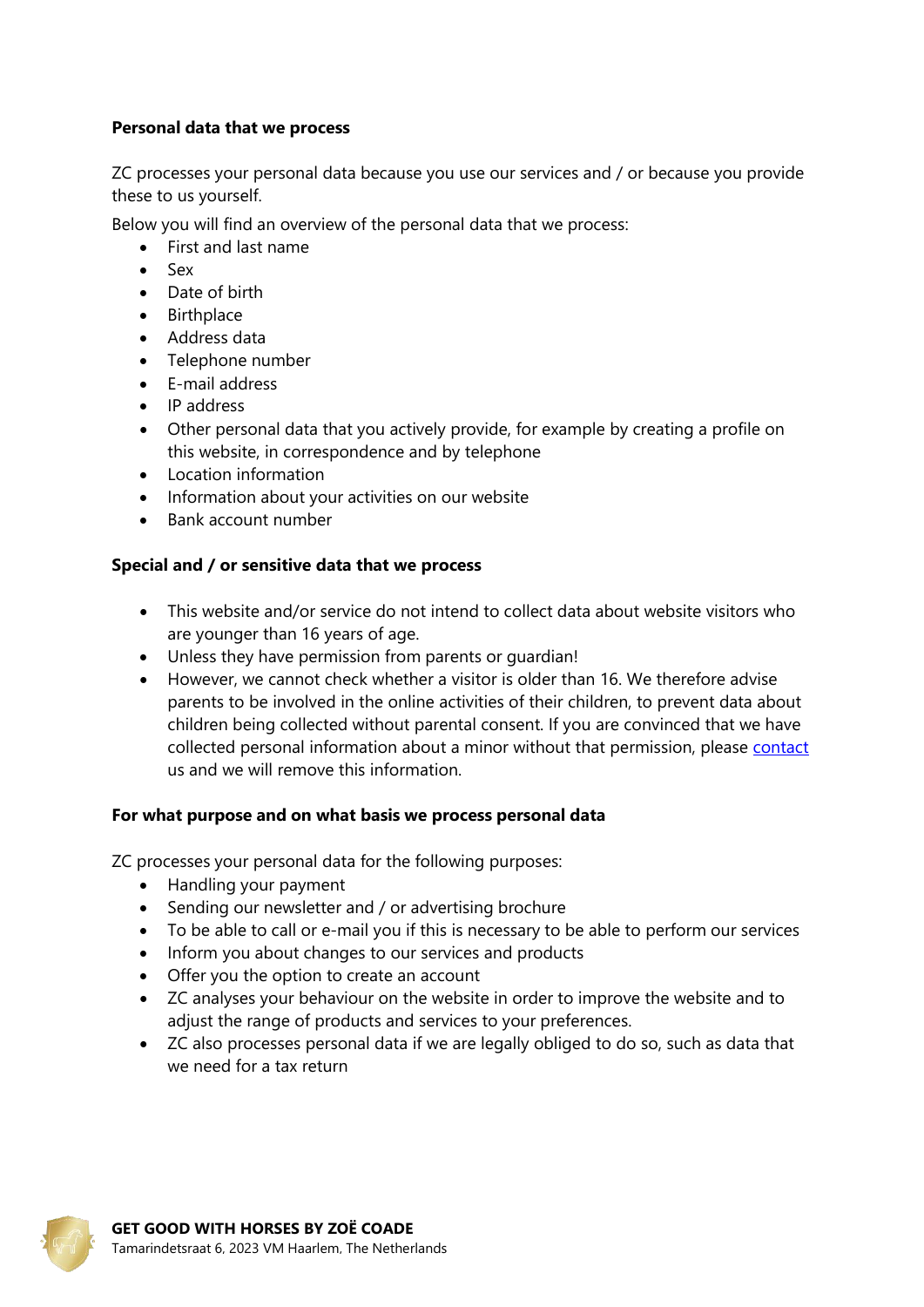**Personal data that we process**

ZC processes your personal data because you use our services and / or because you provide these to us yourself.

Below you will find an overview of the personal data that we process:

- First and last name
- Sex
- Date of birth
- Birthplace
- Address data
- Telephone number
- E-mail address
- IP address
- Other personal data that you actively provide, for example by creating a profile on this website, in correspondence and by telephone
- Location information
- Information about your activities on our website
- Bank account number

**Special and / or sensitive data that we process**

- This website and/or service do not intend to collect data about website visitors who are younger than 16 years of age.
- Unless they have permission from parents or guardian!
- However, we cannot check whether a visitor is older than 16. We therefore advise parents to be involved in the online activities of their children, to prevent data about children being collected without parental consent. If you are convinced that we have collected personal information about a minor without that permission, please contact us and we will remove this information.

**For what purpose and on what basis we process personal data**

ZC processes your personal data for the following purposes:

- Handling your payment
- Sending our newsletter and / or advertising brochure
- To be able to call or e-mail you if this is necessary to be able to perform our services
- Inform you about changes to our services and products
- Offer you the option to create an account
- ZC analyses your behaviour on the website in order to improve the website and to adjust the range of products and services to your preferences.
- ZC also processes personal data if we are legally obliged to do so, such as data that we need for a tax return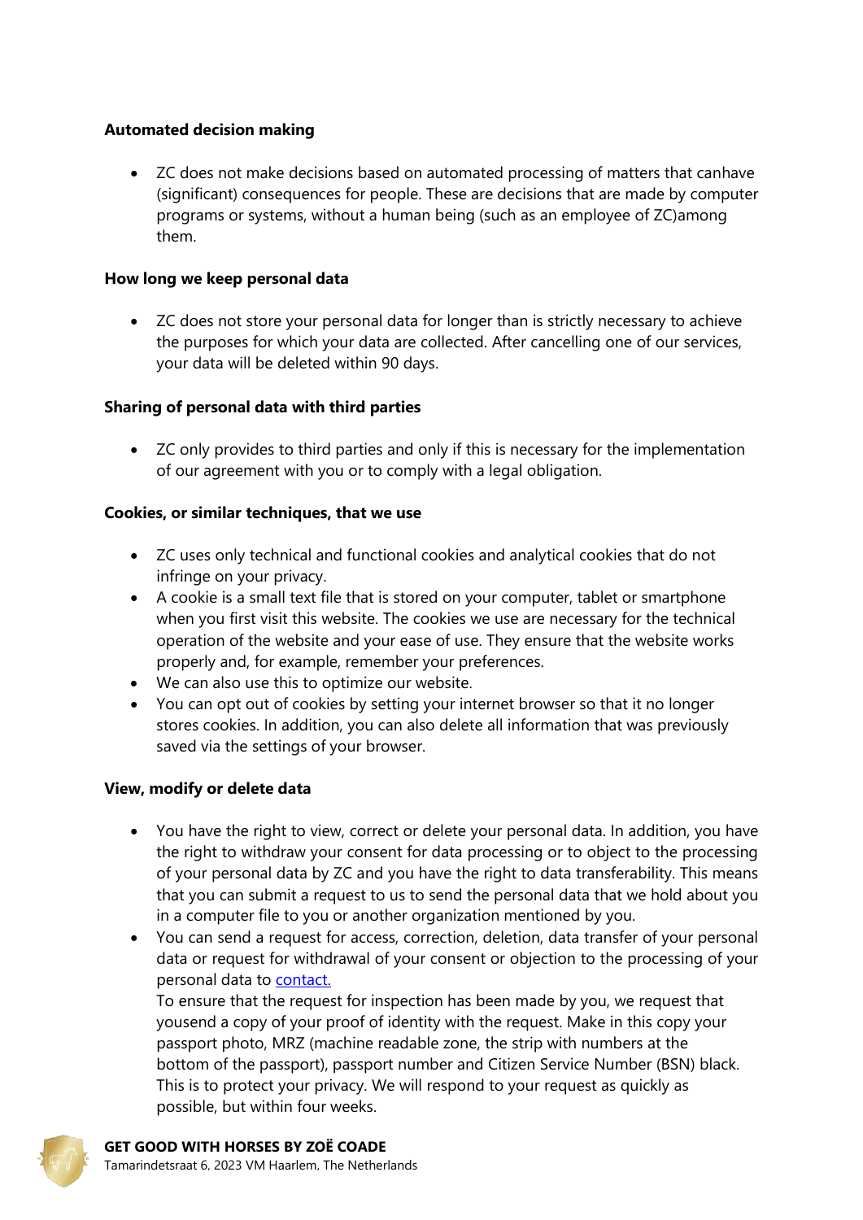**Automated decision making**

- ZC does not make decisions based on automated processing of matters that canhave (significant) consequences for people. These are decisions that are made by computer programs or systems, without a human being (such as an employee of ZC)among them.

**How long we keep personal data**

- ZC does not store your personal data for longer than is strictly necessary to achieve the purposes for which your data are collected. After cancelling one of our services, your data will be deleted within 90 days.

**Sharing of personal data with third parties**

- ZC only provides to third parties and only if this is necessary for the implementation of our agreement with you or to comply with a legal obligation.

**Cookies, or similar techniques, that we use**

- ZC uses only technical and functional cookies and analytical cookies that do not infringe on your privacy.
- A cookie is a small text file that is stored on your computer, tablet or smartphone when you first visit this website. The cookies we use are necessary for the technical operation of the website and your ease of use. They ensure that the website works properly and, for example, remember your preferences.
- We can also use this to optimize our website.
- You can opt out of cookies by setting your internet browser so that it no longer stores cookies. In addition, you can also delete all information that was previously saved via the settings of your browser.

**View, modify or delete data**

- You have the right to view, correct or delete your personal data. In addition, you have the right to withdraw your consent for data processing or to object to the processing of your personal data by ZC and you have the right to data transferability. This means that you can submit a request to us to send the personal data that we hold about you in a computer file to you or another organization mentioned by you.
- You can send a request for access, correction, deletion, data transfer of your personal data or request for withdrawal of your consent or objection to the processing of your personal data to [contact.]()
  To ensure that the request for inspection has been made by you, we request that yousend a copy of your proof of identity with the request. Make in this copy your passport photo, MRZ (machine readable zone, the strip with numbers at the bottom of the passport), passport number and Citizen Service Number (BSN) black. This is to protect your privacy. We will respond to your request as quickly as possible, but within four weeks.

**GET GOOD WITH HORSES BY ZOË COADE**
Tamarindetsraat 6, 2023 VM Haarlem, The Netherlands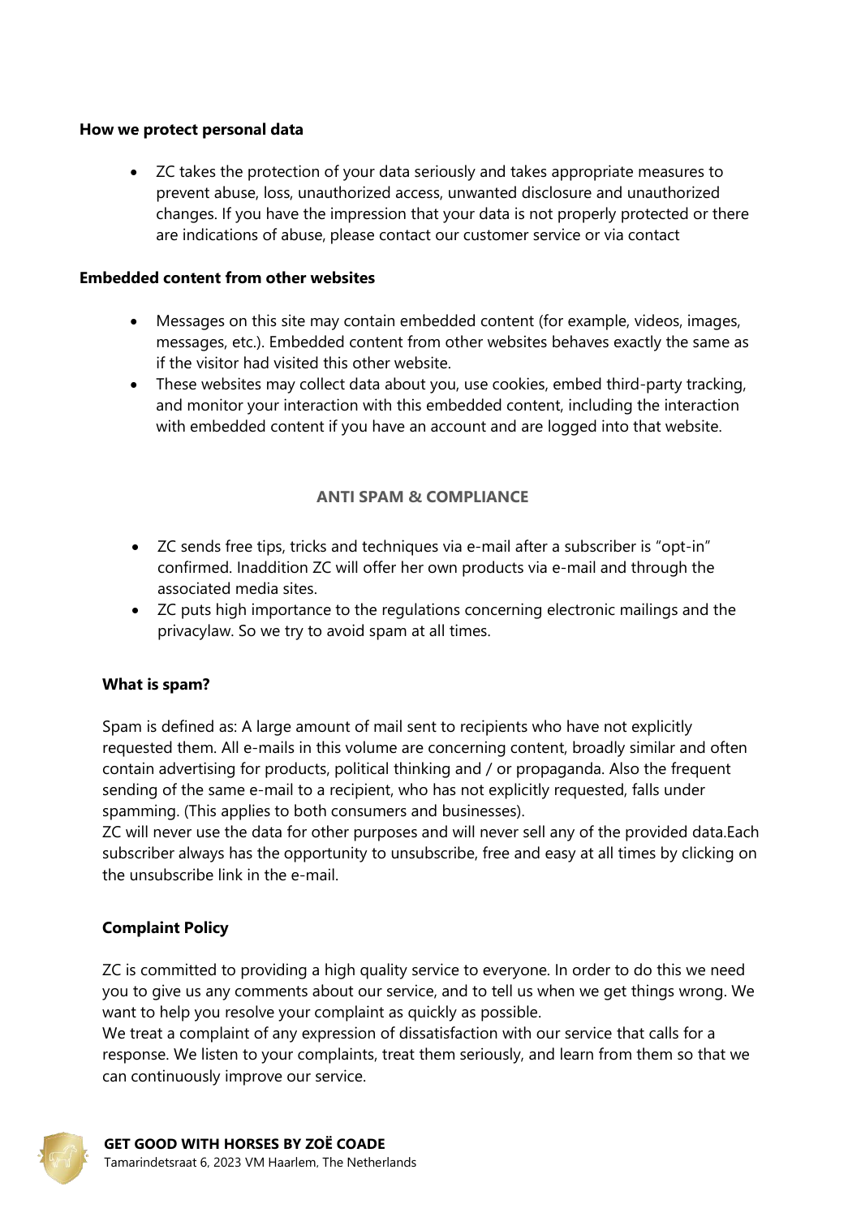**How we protect personal data**

- ZC takes the protection of your data seriously and takes appropriate measures to prevent abuse, loss, unauthorized access, unwanted disclosure and unauthorized changes. If you have the impression that your data is not properly protected or there are indications of abuse, please contact our customer service or via contact

**Embedded content from other websites**

- Messages on this site may contain embedded content (for example, videos, images, messages, etc.). Embedded content from other websites behaves exactly the same as if the visitor had visited this other website.
- These websites may collect data about you, use cookies, embed third-party tracking, and monitor your interaction with this embedded content, including the interaction with embedded content if you have an account and are logged into that website.

## ANTI SPAM & COMPLIANCE

- ZC sends free tips, tricks and techniques via e-mail after a subscriber is "opt-in" confirmed. Inaddition ZC will offer her own products via e-mail and through the associated media sites.
- ZC puts high importance to the regulations concerning electronic mailings and the privacylaw. So we try to avoid spam at all times.

**What is spam?**

Spam is defined as: A large amount of mail sent to recipients who have not explicitly requested them. All e-mails in this volume are concerning content, broadly similar and often contain advertising for products, political thinking and / or propaganda. Also the frequent sending of the same e-mail to a recipient, who has not explicitly requested, falls under spamming. (This applies to both consumers and businesses).
ZC will never use the data for other purposes and will never sell any of the provided data.Each subscriber always has the opportunity to unsubscribe, free and easy at all times by clicking on the unsubscribe link in the e-mail.

**Complaint Policy**

ZC is committed to providing a high quality service to everyone. In order to do this we need you to give us any comments about our service, and to tell us when we get things wrong. We want to help you resolve your complaint as quickly as possible.
We treat a complaint of any expression of dissatisfaction with our service that calls for a response. We listen to your complaints, treat them seriously, and learn from them so that we can continuously improve our service.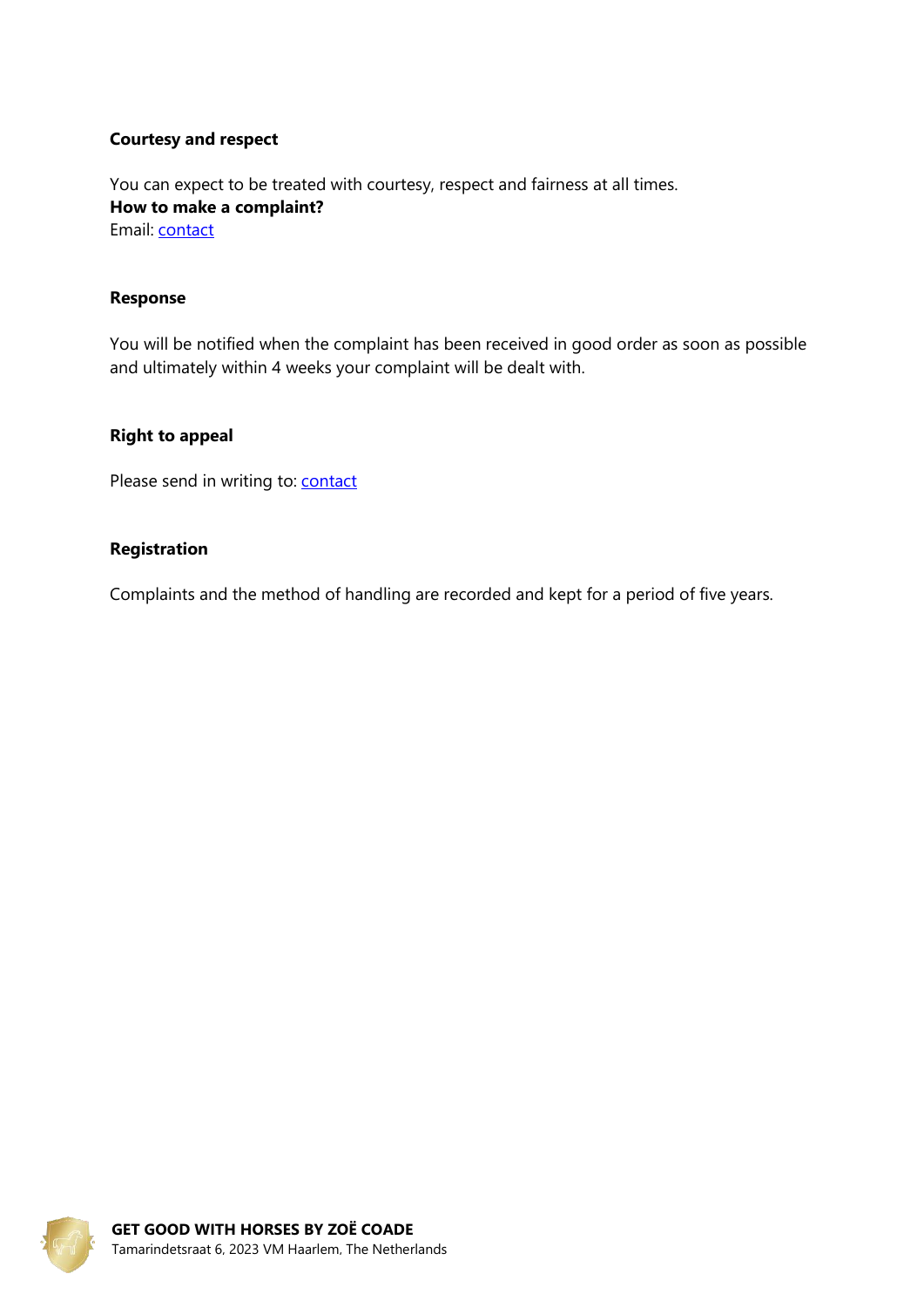**Courtesy and respect**

You can expect to be treated with courtesy, respect and fairness at all times.
**How to make a complaint?**
Email: contact

**Response**

You will be notified when the complaint has been received in good order as soon as possible and ultimately within 4 weeks your complaint will be dealt with.

**Right to appeal**

Please send in writing to: contact

**Registration**

Complaints and the method of handling are recorded and kept for a period of five years.